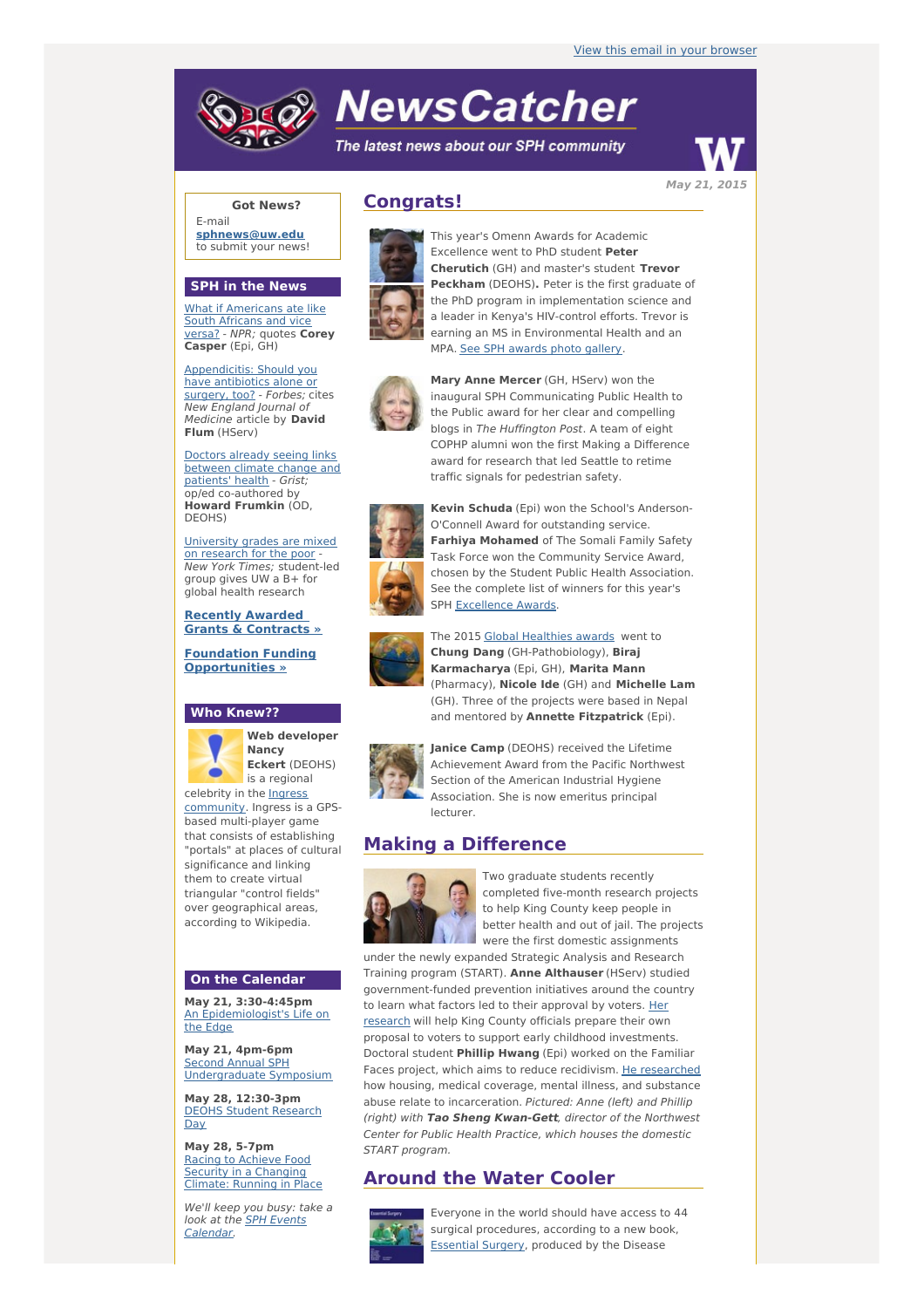View this email in your browser

# NewsCatcher

*The latest news about our SPH community*

*May 21, 2015*

**Got News?**

E-mail **sphnews@uw.edu** to submit your news!

## SPH in the News

What if Americans ate like South Africans and vice versa? - *NPR;* quotes **Corey Casper** (Epi, GH)

Appendicitis: Should you have antibiotics alone or surgery, too? - *Forbes;* cites *New England Journal of Medicine* article by **David Flum** (HServ)

Doctors already seeing links between climate change and patients' health - *Grist;* op/ed co-authored by **Howard Frumkin** (OD, DEOHS)

University grades are mixed on research for the poor - *New York Times;* student-led group gives UW a B+ for global health research

**Recently Awarded Grants & Contracts »**

**Foundation Funding Opportunities »**

## Who Knew??

**Web developer Nancy Eckert** (DEOHS) is a regional celebrity in the Ingress community. Ingress is a GPS-based multi-player game that consists of establishing "portals" at places of cultural significance and linking them to create virtual triangular "control fields" over geographical areas, according to Wikipedia.

## On the Calendar

**May 21, 3:30-4:45pm**
An Epidemiologist's Life on the Edge

**May 21, 4pm-6pm**
Second Annual SPH Undergraduate Symposium

**May 28, 12:30-3pm**
DEOHS Student Research Day

**May 28, 5-7pm**
Racing to Achieve Food Security in a Changing Climate: Running in Place

*We'll keep you busy: take a look at the SPH Events Calendar.*

## Congrats!

This year's Omenn Awards for Academic Excellence went to PhD student **Peter Cherutich** (GH) and master's student **Trevor Peckham** (DEOHS)**.** Peter is the first graduate of the PhD program in implementation science and a leader in Kenya's HIV-control efforts. Trevor is earning an MS in Environmental Health and an MPA. See SPH awards photo gallery.

**Mary Anne Mercer** (GH, HServ) won the inaugural SPH Communicating Public Health to the Public award for her clear and compelling blogs in *The Huffington Post*. A team of eight COPHP alumni won the first Making a Difference award for research that led Seattle to retime traffic signals for pedestrian safety.

**Kevin Schuda** (Epi) won the School's Anderson-O'Connell Award for outstanding service. **Farhiya Mohamed** of The Somali Family Safety Task Force won the Community Service Award, chosen by the Student Public Health Association. See the complete list of winners for this year's SPH Excellence Awards.

The 2015 Global Healthies awards went to **Chung Dang** (GH-Pathobiology), **Biraj Karmacharya** (Epi, GH), **Marita Mann** (Pharmacy), **Nicole Ide** (GH) and **Michelle Lam** (GH). Three of the projects were based in Nepal and mentored by **Annette Fitzpatrick** (Epi).

**Janice Camp** (DEOHS) received the Lifetime Achievement Award from the Pacific Northwest Section of the American Industrial Hygiene Association. She is now emeritus principal lecturer.

## Making a Difference

Two graduate students recently completed five-month research projects to help King County keep people in better health and out of jail. The projects were the first domestic assignments under the newly expanded Strategic Analysis and Research Training program (START). **Anne Althauser** (HServ) studied government-funded prevention initiatives around the country to learn what factors led to their approval by voters. Her research will help King County officials prepare their own proposal to voters to support early childhood investments. Doctoral student **Phillip Hwang** (Epi) worked on the Familiar Faces project, which aims to reduce recidivism. He researched how housing, medical coverage, mental illness, and substance abuse relate to incarceration. *Pictured: Anne (left) and Phillip (right) with* ***Tao Sheng Kwan-Gett****, director of the Northwest Center for Public Health Practice, which houses the domestic START program.*

## Around the Water Cooler

Everyone in the world should have access to 44 surgical procedures, according to a new book, Essential Surgery, produced by the Disease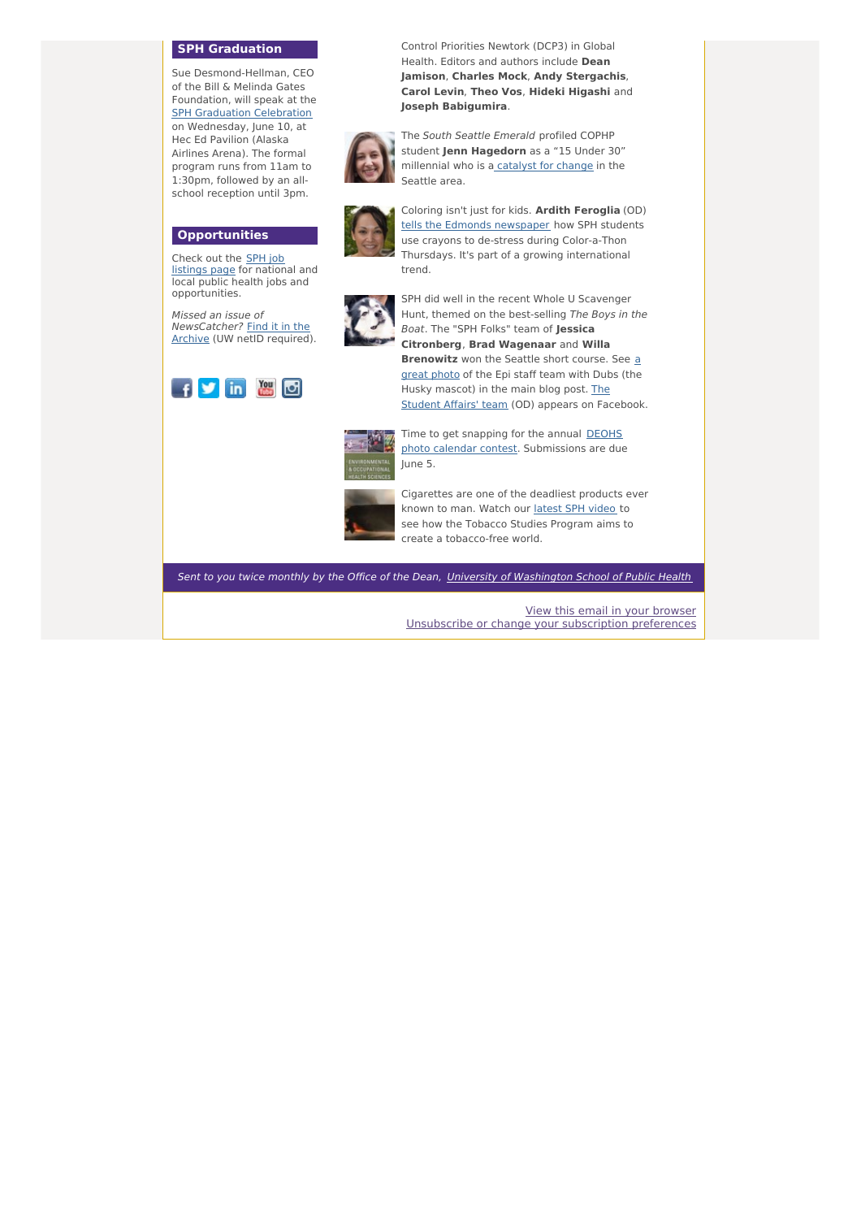## SPH Graduation

Sue Desmond-Hellman, CEO of the Bill & Melinda Gates Foundation, will speak at the SPH Graduation Celebration on Wednesday, June 10, at Hec Ed Pavilion (Alaska Airlines Arena). The formal program runs from 11am to 1:30pm, followed by an all-school reception until 3pm.

## Opportunities

Check out the SPH job listings page for national and local public health jobs and opportunities.

*Missed an issue of NewsCatcher?* Find it in the Archive (UW netID required).

Control Priorities Netwrork (DCP3) in Global Health. Editors and authors include **Dean Jamison**, **Charles Mock**, **Andy Stergachis**, **Carol Levin**, **Theo Vos**, **Hideki Higashi** and **Joseph Babigumira**.

The *South Seattle Emerald* profiled COPHP student **Jenn Hagedorn** as a "15 Under 30" millennial who is a catalyst for change in the Seattle area.

Coloring isn't just for kids. **Ardith Feroglia** (OD) tells the Edmonds newspaper how SPH students use crayons to de-stress during Color-a-Thon Thursdays. It's part of a growing international trend.

SPH did well in the recent Whole U Scavenger Hunt, themed on the best-selling *The Boys in the Boat*. The "SPH Folks" team of **Jessica Citronberg**, **Brad Wagenaar** and **Willa Brenowitz** won the Seattle short course. See a great photo of the Epi staff team with Dubs (the Husky mascot) in the main blog post. The Student Affairs' team (OD) appears on Facebook.

Time to get snapping for the annual DEOHS photo calendar contest. Submissions are due June 5.

Cigarettes are one of the deadliest products ever known to man. Watch our latest SPH video to see how the Tobacco Studies Program aims to create a tobacco-free world.

*Sent to you twice monthly by the Office of the Dean, University of Washington School of Public Health*

View this email in your browser
Unsubscribe or change your subscription preferences